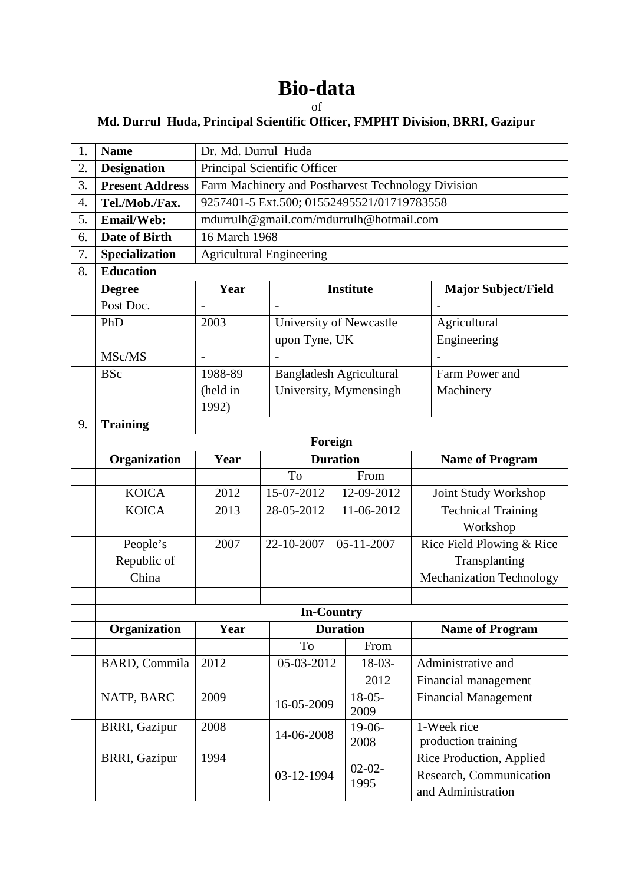# Bio-data

of

**Md. Durrul Huda, Principal Scientific Officer, FMPHT Division, BRRI, Gazipur**

| 1. | **Name** | Dr. Md. Durrul Huda | | | |
|---|---|---|---|---|---|
| 2. | **Designation** | Principal Scientific Officer | | | |
| 3. | **Present Address** | Farm Machinery and Postharvest Technology Division | | | |
| 4. | **Tel./Mob./Fax.** | 9257401-5 Ext.500; 01552495521/01719783558 | | | |
| 5. | **Email/Web:** | mdurrulh@gmail.com/mdurrulh@hotmail.com | | | |
| 6. | **Date of Birth** | 16 March 1968 | | | |
| 7. | **Specialization** | Agricultural Engineering | | | |
| 8. | **Education** | | | | |
| | **Degree** | **Year** | **Institute** | | **Major Subject/Field** |
| | Post Doc. | - | - | | - |
| | PhD | 2003 | University of Newcastle upon Tyne, UK | | Agricultural Engineering |
| | MSc/MS | - | - | | - |
| | BSc | 1988-89 (held in 1992) | Bangladesh Agricultural University, Mymensingh | | Farm Power and Machinery |
| 9. | **Training** | | | | |
| | **Foreign** | | | | |
| | **Organization** | **Year** | **Duration** | | **Name of Program** |
| | | | To | From | |
| | KOICA | 2012 | 15-07-2012 | 12-09-2012 | Joint Study Workshop |
| | KOICA | 2013 | 28-05-2012 | 11-06-2012 | Technical Training Workshop |
| | People's Republic of China | 2007 | 22-10-2007 | 05-11-2007 | Rice Field Plowing & Rice Transplanting Mechanization Technology |
| | | | | | |
| | **In-Country** | | | | |
| | **Organization** | **Year** | **Duration** | | **Name of Program** |
| | | | To | From | |
| | BARD, Commila | 2012 | 05-03-2012 | 18-03-2012 | Administrative and Financial management |
| | NATP, BARC | 2009 | 16-05-2009 | 18-05-2009 | Financial Management |
| | BRRI, Gazipur | 2008 | 14-06-2008 | 19-06-2008 | 1-Week rice production training |
| | BRRI, Gazipur | 1994 | 03-12-1994 | 02-02-1995 | Rice Production, Applied Research, Communication and Administration |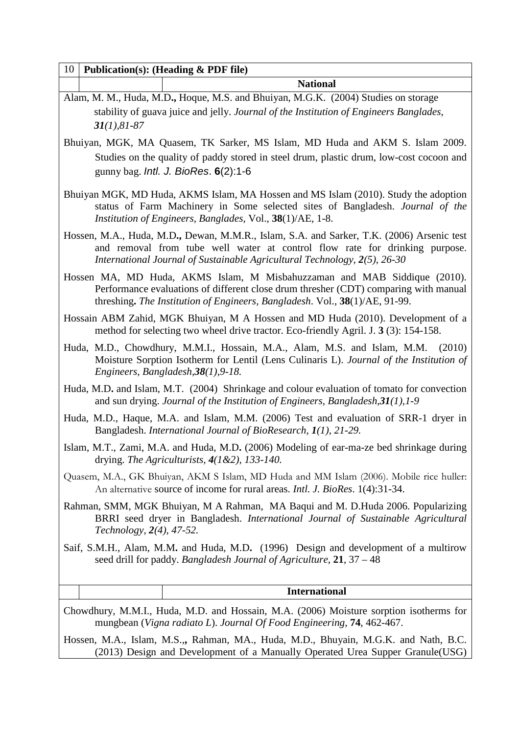| 10 | **Publication(s): (Heading & PDF file)** | |
|---|---|---|
| | | **National** |

Alam, M. M., Huda, M.D**.,** Hoque, M.S. and Bhuiyan, M.G.K. (2004) Studies on storage stability of guava juice and jelly. *Journal of the Institution of Engineers Banglades*, ***31****(1),81-87*

Bhuiyan, MGK, MA Quasem, TK Sarker, MS Islam, MD Huda and AKM S. Islam 2009. Studies on the quality of paddy stored in steel drum, plastic drum, low-cost cocoon and gunny bag. *Intl. J. BioRes*. **6**(2):1-6

Bhuiyan MGK, MD Huda, AKMS Islam, MA Hossen and MS Islam (2010). Study the adoption status of Farm Machinery in Some selected sites of Bangladesh. *Journal of the Institution of Engineers, Banglades,* Vol., **38**(1)/AE, 1-8.

Hossen, M.A., Huda, M.D**.,** Dewan, M.M.R., Islam, S.A. and Sarker, T.K. (2006) Arsenic test and removal from tube well water at control flow rate for drinking purpose. *International Journal of Sustainable Agricultural Technology, **2**(5), 26-30*

Hossen MA, MD Huda, AKMS Islam, M Misbahuzzaman and MAB Siddique (2010). Performance evaluations of different close drum thresher (CDT) comparing with manual threshing**.** *The Institution of Engineers, Bangladesh*. Vol., **38**(1)/AE, 91-99.

Hossain ABM Zahid, MGK Bhuiyan, M A Hossen and MD Huda (2010). Development of a method for selecting two wheel drive tractor. Eco-friendly Agril. J. **3** (3): 154-158.

Huda, M.D., Chowdhury, M.M.I., Hossain, M.A., Alam, M.S. and Islam, M.M. (2010) Moisture Sorption Isotherm for Lentil (Lens Culinaris L). *Journal of the Institution of Engineers, Bangladesh,**38**(1),9-18.*

Huda, M.D**.** and Islam, M.T. (2004) Shrinkage and colour evaluation of tomato for convection and sun drying. *Journal of the Institution of Engineers, Bangladesh,**31**(1),1-9*

Huda, M.D., Haque, M.A. and Islam, M.M. (2006) Test and evaluation of SRR-1 dryer in Bangladesh. *International Journal of BioResearch, **1**(1), 21-29.*

Islam, M.T., Zami, M.A. and Huda, M.D**.** (2006) Modeling of ear-ma-ze bed shrinkage during drying. *The Agriculturists, **4**(1&2), 133-140.*

Quasem, M.A., GK Bhuiyan, AKM S Islam, MD Huda and MM Islam (2006). Mobile rice huller: An alternative source of income for rural areas. *Intl. J. BioRes*. 1(4):31-34.

Rahman, SMM, MGK Bhuiyan, M A Rahman, MA Baqui and M. D.Huda 2006. Popularizing BRRI seed dryer in Bangladesh. *International Journal of Sustainable Agricultural Technology, **2**(4), 47-52.*

Saif, S.M.H., Alam, M.M**.** and Huda, M.D**.** (1996) Design and development of a multirow seed drill for paddy. *Bangladesh Journal of Agriculture,* **21**, 37 – 48

| | | **International** |
|---|---|---|

Chowdhury, M.M.I., Huda, M.D. and Hossain, M.A. (2006) Moisture sorption isotherms for mungbean (*Vigna radiato L*). *Journal Of Food Engineering*, **74**, 462-467.

Hossen, M.A., Islam, M.S.,**,** Rahman, MA., Huda, M.D., Bhuyain, M.G.K. and Nath, B.C. (2013) Design and Development of a Manually Operated Urea Supper Granule(USG)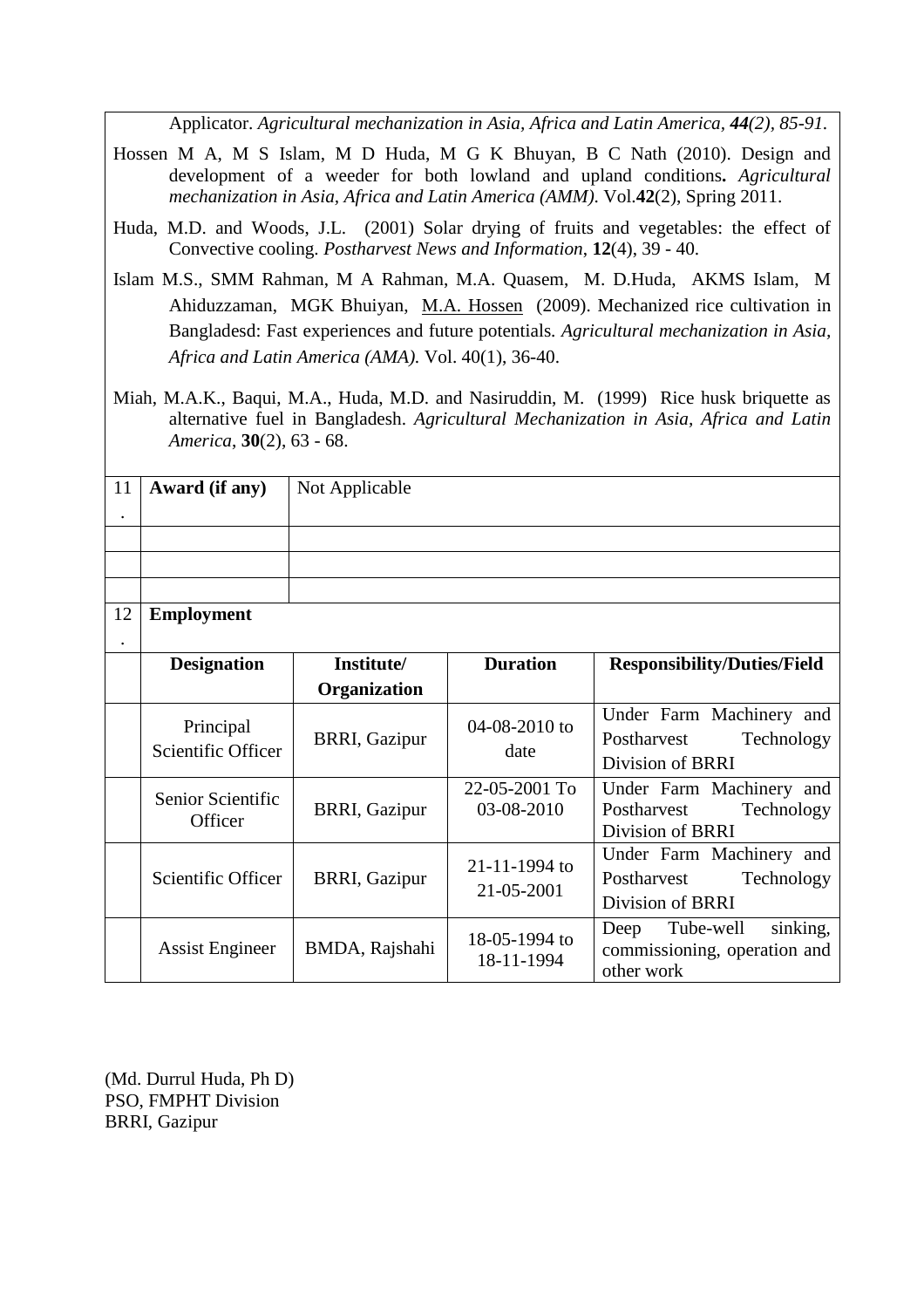Applicator. *Agricultural mechanization in Asia, Africa and Latin America, **44**(2), 85-91.*

Hossen M A, M S Islam, M D Huda, M G K Bhuyan, B C Nath (2010). Design and development of a weeder for both lowland and upland conditions**.** *Agricultural mechanization in Asia, Africa and Latin America (AMM).* Vol.**42**(2), Spring 2011.

Huda, M.D. and Woods, J.L. (2001) Solar drying of fruits and vegetables: the effect of Convective cooling. *Postharvest News and Information*, **12**(4), 39 - 40.

Islam M.S., SMM Rahman, M A Rahman, M.A. Quasem, M. D.Huda, AKMS Islam, M Ahiduzzaman, MGK Bhuiyan, M.A. Hossen (2009). Mechanized rice cultivation in Bangladesd: Fast experiences and future potentials. *Agricultural mechanization in Asia, Africa and Latin America (AMA).* Vol. 40(1), 36-40.

Miah, M.A.K., Baqui, M.A., Huda, M.D. and Nasiruddin, M. (1999) Rice husk briquette as alternative fuel in Bangladesh. *Agricultural Mechanization in Asia, Africa and Latin America*, **30**(2), 63 - 68.

| | | |
|---|---|---|
| 11. | **Award (if any)** | Not Applicable |
| | | |
| | | |
| | | |

**12. Employment**

| Designation | Institute/ Organization | Duration | Responsibility/Duties/Field |
|---|---|---|---|
| Principal Scientific Officer | BRRI, Gazipur | 04-08-2010 to date | Under Farm Machinery and Postharvest Technology Division of BRRI |
| Senior Scientific Officer | BRRI, Gazipur | 22-05-2001 To 03-08-2010 | Under Farm Machinery and Postharvest Technology Division of BRRI |
| Scientific Officer | BRRI, Gazipur | 21-11-1994 to 21-05-2001 | Under Farm Machinery and Postharvest Technology Division of BRRI |
| Assist Engineer | BMDA, Rajshahi | 18-05-1994 to 18-11-1994 | Deep Tube-well sinking, commissioning, operation and other work |

(Md. Durrul Huda, Ph D)
PSO, FMPHT Division
BRRI, Gazipur